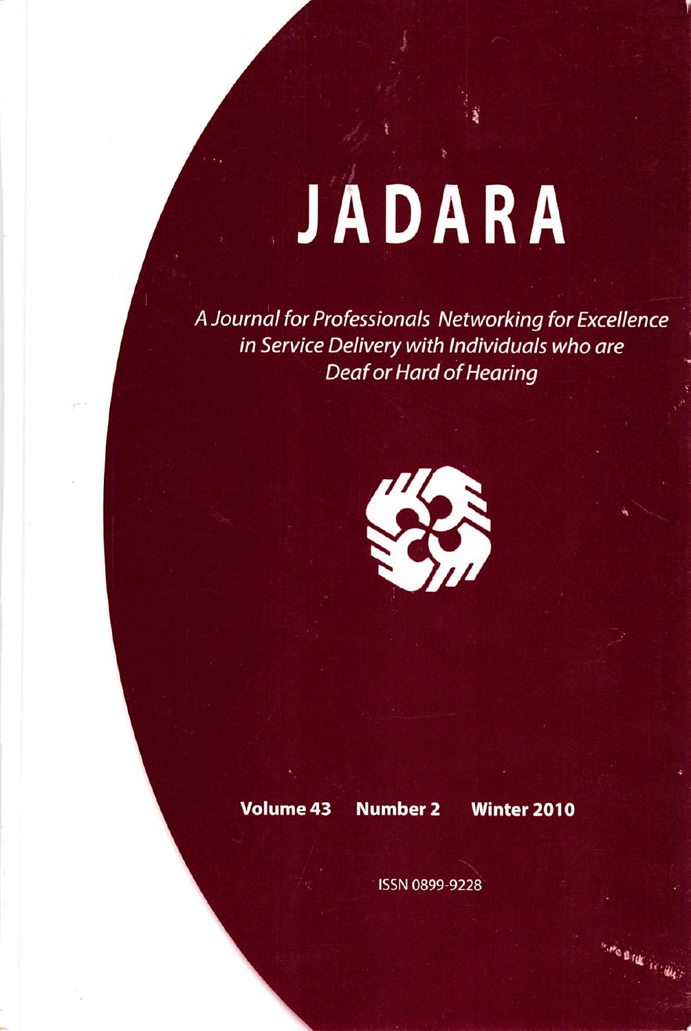# JADARA

*A Journal for Professionals Networking for Excellence in Service Delivery with Individuals who are Deaf or Hard of Hearing*

**Volume 43 Number 2 Winter 2010**

ISSN 0899-9228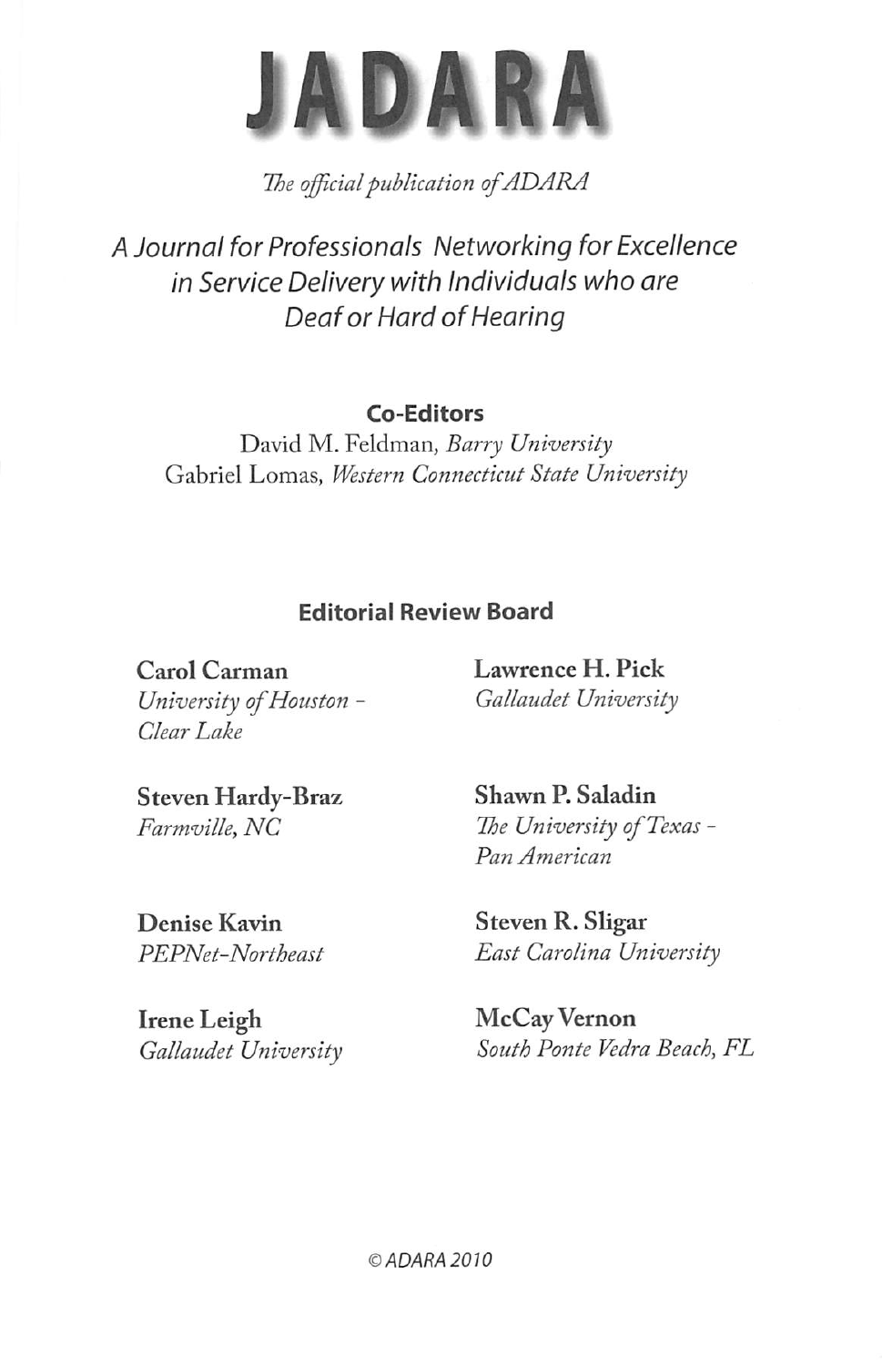# JADARA

*The official publication of ADARA*

*A Journal for Professionals Networking for Excellence in Service Delivery with Individuals who are Deaf or Hard of Hearing*

**Co-Editors**

David M. Feldman, *Barry University*
Gabriel Lomas, *Western Connecticut State University*

**Editorial Review Board**

**Carol Carman**
*University of Houston - Clear Lake*

**Steven Hardy-Braz**
*Farmville, NC*

**Denise Kavin**
*PEPNet-Northeast*

**Irene Leigh**
*Gallaudet University*

**Lawrence H. Pick**
*Gallaudet University*

**Shawn P. Saladin**
*The University of Texas - Pan American*

**Steven R. Sligar**
*East Carolina University*

**McCay Vernon**
*South Ponte Vedra Beach, FL*

*© ADARA 2010*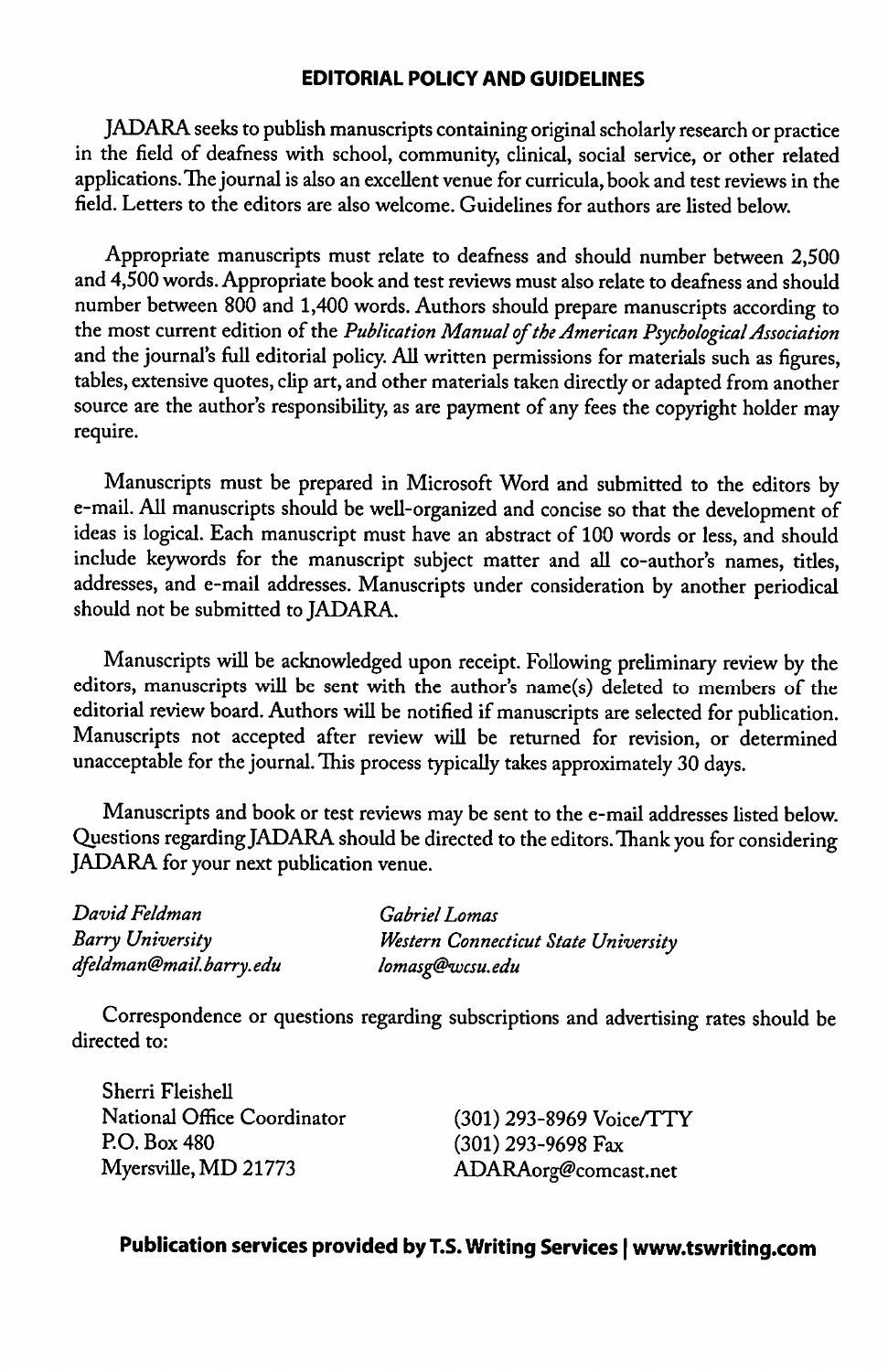## EDITORIAL POLICY AND GUIDELINES

JADARA seeks to publish manuscripts containing original scholarly research or practice in the field of deafness with school, community, clinical, social service, or other related applications. The journal is also an excellent venue for curricula, book and test reviews in the field. Letters to the editors are also welcome. Guidelines for authors are listed below.

Appropriate manuscripts must relate to deafness and should number between 2,500 and 4,500 words. Appropriate book and test reviews must also relate to deafness and should number between 800 and 1,400 words. Authors should prepare manuscripts according to the most current edition of the *Publication Manual of the American Psychological Association* and the journal's full editorial policy. All written permissions for materials such as figures, tables, extensive quotes, clip art, and other materials taken directly or adapted from another source are the author's responsibility, as are payment of any fees the copyright holder may require.

Manuscripts must be prepared in Microsoft Word and submitted to the editors by e-mail. All manuscripts should be well-organized and concise so that the development of ideas is logical. Each manuscript must have an abstract of 100 words or less, and should include keywords for the manuscript subject matter and all co-author's names, titles, addresses, and e-mail addresses. Manuscripts under consideration by another periodical should not be submitted to JADARA.

Manuscripts will be acknowledged upon receipt. Following preliminary review by the editors, manuscripts will be sent with the author's name(s) deleted to members of the editorial review board. Authors will be notified if manuscripts are selected for publication. Manuscripts not accepted after review will be returned for revision, or determined unacceptable for the journal. This process typically takes approximately 30 days.

Manuscripts and book or test reviews may be sent to the e-mail addresses listed below. Questions regarding JADARA should be directed to the editors. Thank you for considering JADARA for your next publication venue.

*David Feldman*
*Barry University*
*dfeldman@mail.barry.edu*

*Gabriel Lomas*
*Western Connecticut State University*
*lomasg@wcsu.edu*

Correspondence or questions regarding subscriptions and advertising rates should be directed to:

Sherri Fleishell
National Office Coordinator
P.O. Box 480
Myersville, MD 21773

(301) 293-8969 Voice/TTY
(301) 293-9698 Fax
ADARAorg@comcast.net

**Publication services provided by T.S. Writing Services | www.tswriting.com**